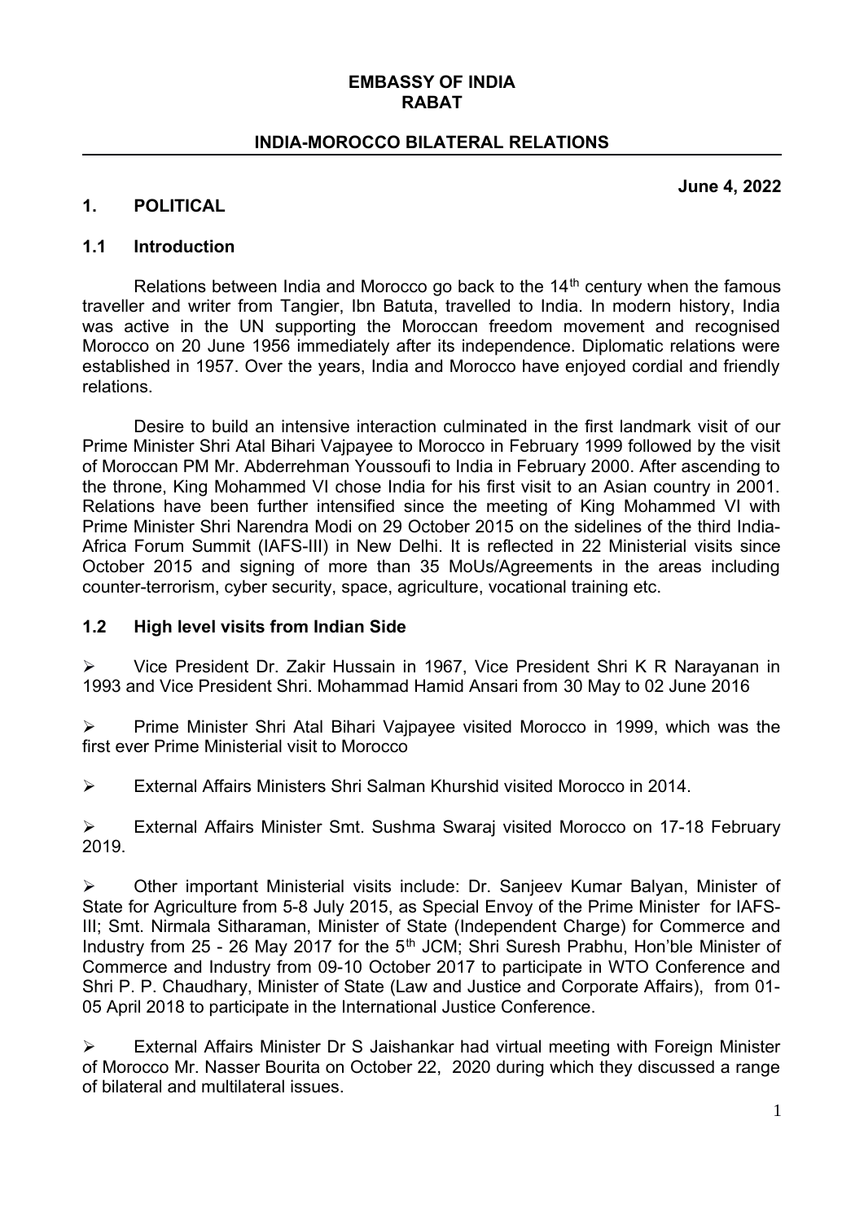**EMBASSY OF INDIA**
**RABAT**

## INDIA-MOROCCO BILATERAL RELATIONS

**June 4, 2022**

## 1. POLITICAL

### 1.1 Introduction

Relations between India and Morocco go back to the 14th century when the famous traveller and writer from Tangier, Ibn Batuta, travelled to India. In modern history, India was active in the UN supporting the Moroccan freedom movement and recognised Morocco on 20 June 1956 immediately after its independence. Diplomatic relations were established in 1957. Over the years, India and Morocco have enjoyed cordial and friendly relations.

Desire to build an intensive interaction culminated in the first landmark visit of our Prime Minister Shri Atal Bihari Vajpayee to Morocco in February 1999 followed by the visit of Moroccan PM Mr. Abderrehman Youssoufi to India in February 2000. After ascending to the throne, King Mohammed VI chose India for his first visit to an Asian country in 2001. Relations have been further intensified since the meeting of King Mohammed VI with Prime Minister Shri Narendra Modi on 29 October 2015 on the sidelines of the third India-Africa Forum Summit (IAFS-III) in New Delhi. It is reflected in 22 Ministerial visits since October 2015 and signing of more than 35 MoUs/Agreements in the areas including counter-terrorism, cyber security, space, agriculture, vocational training etc.

### 1.2 High level visits from Indian Side

- Vice President Dr. Zakir Hussain in 1967, Vice President Shri K R Narayanan in 1993 and Vice President Shri. Mohammad Hamid Ansari from 30 May to 02 June 2016

- Prime Minister Shri Atal Bihari Vajpayee visited Morocco in 1999, which was the first ever Prime Ministerial visit to Morocco

- External Affairs Ministers Shri Salman Khurshid visited Morocco in 2014.

- External Affairs Minister Smt. Sushma Swaraj visited Morocco on 17-18 February 2019.

- Other important Ministerial visits include: Dr. Sanjeev Kumar Balyan, Minister of State for Agriculture from 5-8 July 2015, as Special Envoy of the Prime Minister for IAFS-III; Smt. Nirmala Sitharaman, Minister of State (Independent Charge) for Commerce and Industry from 25 - 26 May 2017 for the 5th JCM; Shri Suresh Prabhu, Hon'ble Minister of Commerce and Industry from 09-10 October 2017 to participate in WTO Conference and Shri P. P. Chaudhary, Minister of State (Law and Justice and Corporate Affairs), from 01-05 April 2018 to participate in the International Justice Conference.

- External Affairs Minister Dr S Jaishankar had virtual meeting with Foreign Minister of Morocco Mr. Nasser Bourita on October 22, 2020 during which they discussed a range of bilateral and multilateral issues.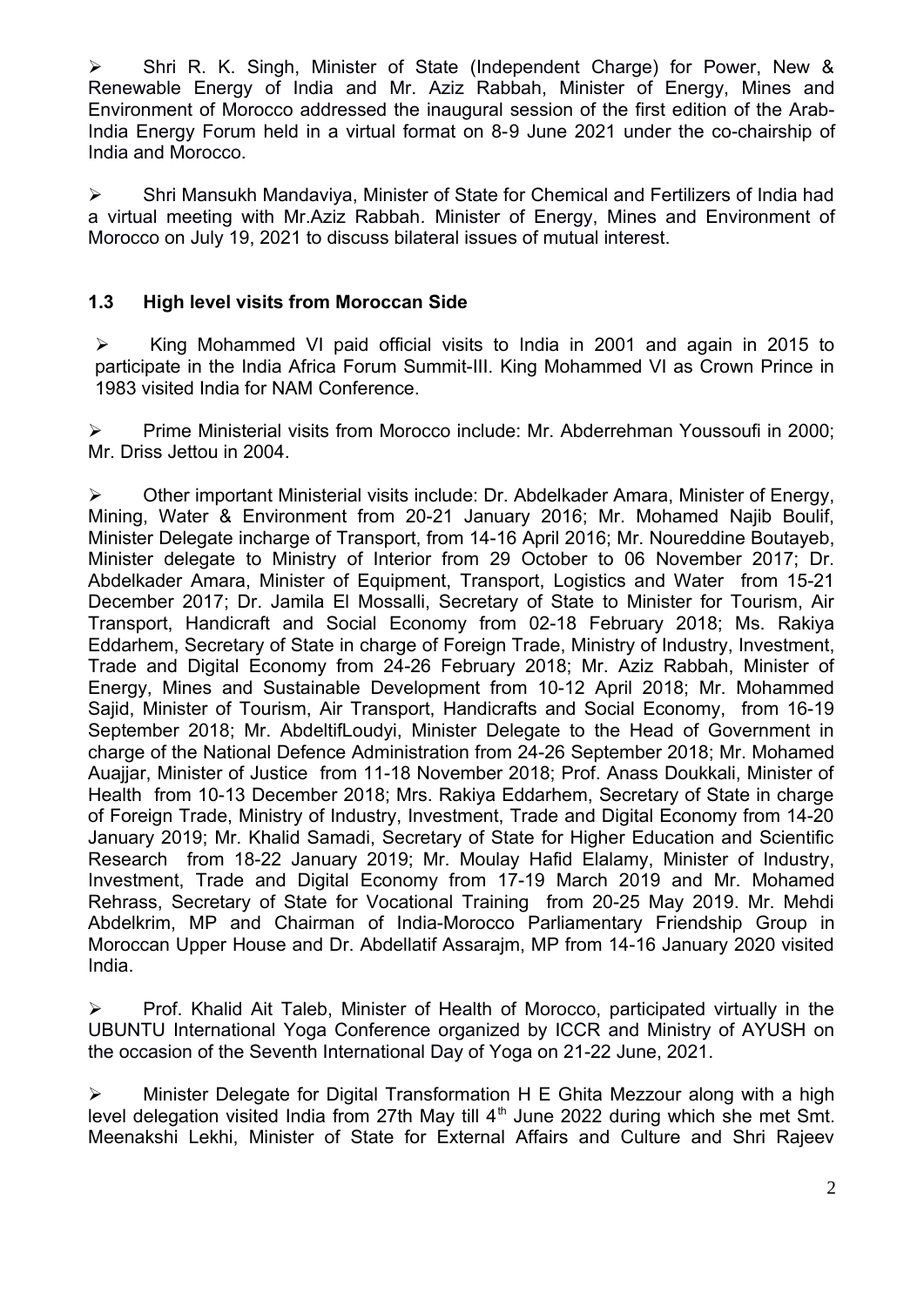- Shri R. K. Singh, Minister of State (Independent Charge) for Power, New & Renewable Energy of India and Mr. Aziz Rabbah, Minister of Energy, Mines and Environment of Morocco addressed the inaugural session of the first edition of the Arab-India Energy Forum held in a virtual format on 8-9 June 2021 under the co-chairship of India and Morocco.

- Shri Mansukh Mandaviya, Minister of State for Chemical and Fertilizers of India had a virtual meeting with Mr.Aziz Rabbah. Minister of Energy, Mines and Environment of Morocco on July 19, 2021 to discuss bilateral issues of mutual interest.

### 1.3 High level visits from Moroccan Side

- King Mohammed VI paid official visits to India in 2001 and again in 2015 to participate in the India Africa Forum Summit-III. King Mohammed VI as Crown Prince in 1983 visited India for NAM Conference.

- Prime Ministerial visits from Morocco include: Mr. Abderrehman Youssoufi in 2000; Mr. Driss Jettou in 2004.

- Other important Ministerial visits include: Dr. Abdelkader Amara, Minister of Energy, Mining, Water & Environment from 20-21 January 2016; Mr. Mohamed Najib Boulif, Minister Delegate incharge of Transport, from 14-16 April 2016; Mr. Noureddine Boutayeb, Minister delegate to Ministry of Interior from 29 October to 06 November 2017; Dr. Abdelkader Amara, Minister of Equipment, Transport, Logistics and Water from 15-21 December 2017; Dr. Jamila El Mossalli, Secretary of State to Minister for Tourism, Air Transport, Handicraft and Social Economy from 02-18 February 2018; Ms. Rakiya Eddarhem, Secretary of State in charge of Foreign Trade, Ministry of Industry, Investment, Trade and Digital Economy from 24-26 February 2018; Mr. Aziz Rabbah, Minister of Energy, Mines and Sustainable Development from 10-12 April 2018; Mr. Mohammed Sajid, Minister of Tourism, Air Transport, Handicrafts and Social Economy, from 16-19 September 2018; Mr. AbdeltifLoudyi, Minister Delegate to the Head of Government in charge of the National Defence Administration from 24-26 September 2018; Mr. Mohamed Auajjar, Minister of Justice from 11-18 November 2018; Prof. Anass Doukkali, Minister of Health from 10-13 December 2018; Mrs. Rakiya Eddarhem, Secretary of State in charge of Foreign Trade, Ministry of Industry, Investment, Trade and Digital Economy from 14-20 January 2019; Mr. Khalid Samadi, Secretary of State for Higher Education and Scientific Research from 18-22 January 2019; Mr. Moulay Hafid Elalamy, Minister of Industry, Investment, Trade and Digital Economy from 17-19 March 2019 and Mr. Mohamed Rehrass, Secretary of State for Vocational Training from 20-25 May 2019. Mr. Mehdi Abdelkrim, MP and Chairman of India-Morocco Parliamentary Friendship Group in Moroccan Upper House and Dr. Abdellatif Assarajm, MP from 14-16 January 2020 visited India.

- Prof. Khalid Ait Taleb, Minister of Health of Morocco, participated virtually in the UBUNTU International Yoga Conference organized by ICCR and Ministry of AYUSH on the occasion of the Seventh International Day of Yoga on 21-22 June, 2021.

- Minister Delegate for Digital Transformation H E Ghita Mezzour along with a high level delegation visited India from 27th May till 4th June 2022 during which she met Smt. Meenakshi Lekhi, Minister of State for External Affairs and Culture and Shri Rajeev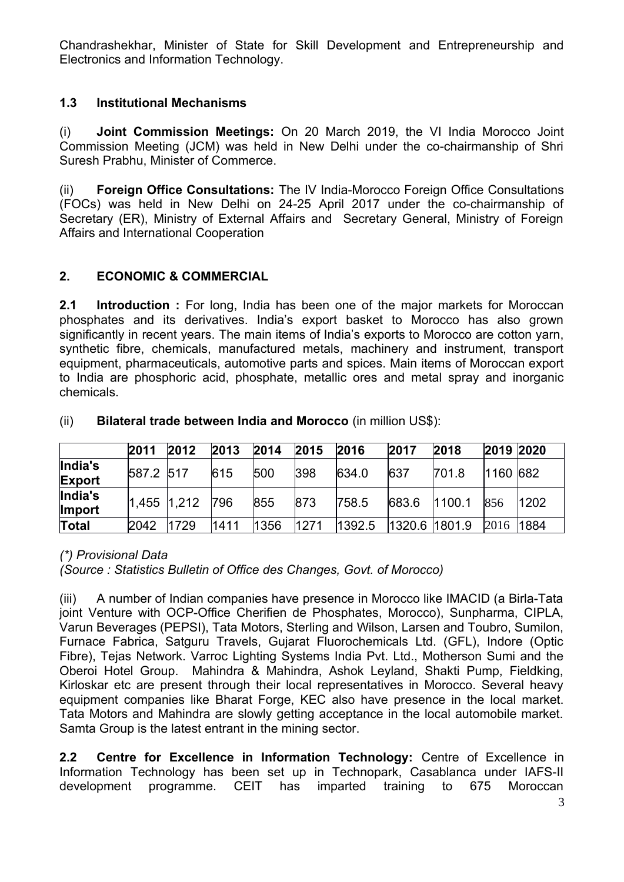Chandrashekhar, Minister of State for Skill Development and Entrepreneurship and Electronics and Information Technology.

### 1.3 Institutional Mechanisms

(i) **Joint Commission Meetings:** On 20 March 2019, the VI India Morocco Joint Commission Meeting (JCM) was held in New Delhi under the co-chairmanship of Shri Suresh Prabhu, Minister of Commerce.

(ii) **Foreign Office Consultations:** The IV India-Morocco Foreign Office Consultations (FOCs) was held in New Delhi on 24-25 April 2017 under the co-chairmanship of Secretary (ER), Ministry of External Affairs and Secretary General, Ministry of Foreign Affairs and International Cooperation

## 2. ECONOMIC & COMMERCIAL

**2.1 Introduction :** For long, India has been one of the major markets for Moroccan phosphates and its derivatives. India's export basket to Morocco has also grown significantly in recent years. The main items of India's exports to Morocco are cotton yarn, synthetic fibre, chemicals, manufactured metals, machinery and instrument, transport equipment, pharmaceuticals, automotive parts and spices. Main items of Moroccan export to India are phosphoric acid, phosphate, metallic ores and metal spray and inorganic chemicals.

(ii) **Bilateral trade between India and Morocco** (in million US$):

| | 2011 | 2012 | 2013 | 2014 | 2015 | 2016 | 2017 | 2018 | 2019 | 2020 |
|---|---|---|---|---|---|---|---|---|---|---|
| **India's Export** | 587.2 | 517 | 615 | 500 | 398 | 634.0 | 637 | 701.8 | 1160 | 682 |
| **India's Import** | 1,455 | 1,212 | 796 | 855 | 873 | 758.5 | 683.6 | 1100.1 | 856 | 1202 |
| **Total** | 2042 | 1729 | 1411 | 1356 | 1271 | 1392.5 | 1320.6 | 1801.9 | 2016 | 1884 |

*(\*) Provisional Data*

*(Source : Statistics Bulletin of Office des Changes, Govt. of Morocco)*

(iii) A number of Indian companies have presence in Morocco like IMACID (a Birla-Tata joint Venture with OCP-Office Cherifien de Phosphates, Morocco), Sunpharma, CIPLA, Varun Beverages (PEPSI), Tata Motors, Sterling and Wilson, Larsen and Toubro, Sumilon, Furnace Fabrica, Satguru Travels, Gujarat Fluorochemicals Ltd. (GFL), Indore (Optic Fibre), Tejas Network. Varroc Lighting Systems India Pvt. Ltd., Motherson Sumi and the Oberoi Hotel Group. Mahindra & Mahindra, Ashok Leyland, Shakti Pump, Fieldking, Kirloskar etc are present through their local representatives in Morocco. Several heavy equipment companies like Bharat Forge, KEC also have presence in the local market. Tata Motors and Mahindra are slowly getting acceptance in the local automobile market. Samta Group is the latest entrant in the mining sector.

**2.2 Centre for Excellence in Information Technology:** Centre of Excellence in Information Technology has been set up in Technopark, Casablanca under IAFS-II development programme. CEIT has imparted training to 675 Moroccan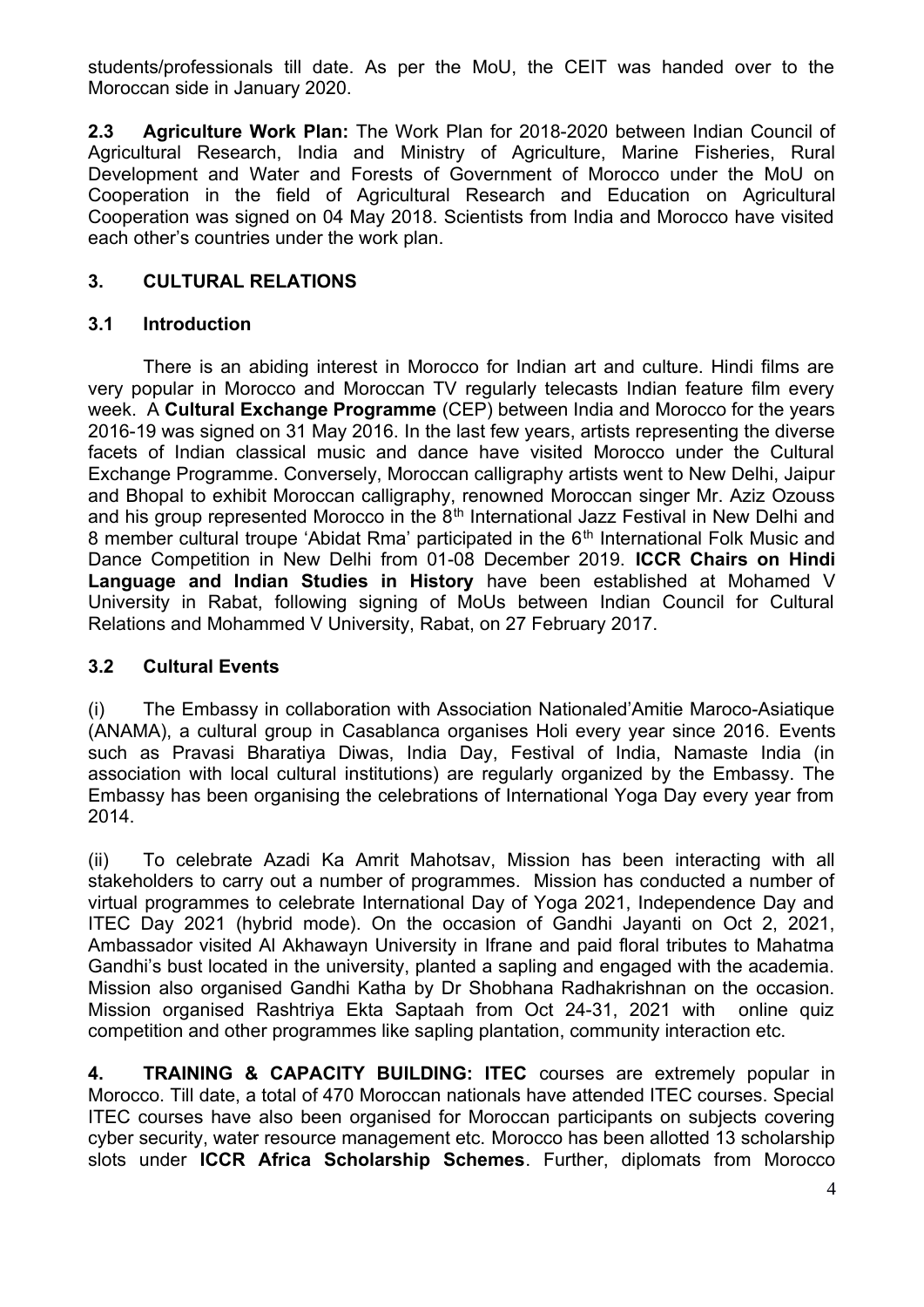students/professionals till date. As per the MoU, the CEIT was handed over to the Moroccan side in January 2020.

**2.3 Agriculture Work Plan:** The Work Plan for 2018-2020 between Indian Council of Agricultural Research, India and Ministry of Agriculture, Marine Fisheries, Rural Development and Water and Forests of Government of Morocco under the MoU on Cooperation in the field of Agricultural Research and Education on Agricultural Cooperation was signed on 04 May 2018. Scientists from India and Morocco have visited each other's countries under the work plan.

## 3. CULTURAL RELATIONS

### 3.1 Introduction

There is an abiding interest in Morocco for Indian art and culture. Hindi films are very popular in Morocco and Moroccan TV regularly telecasts Indian feature film every week. A **Cultural Exchange Programme** (CEP) between India and Morocco for the years 2016-19 was signed on 31 May 2016. In the last few years, artists representing the diverse facets of Indian classical music and dance have visited Morocco under the Cultural Exchange Programme. Conversely, Moroccan calligraphy artists went to New Delhi, Jaipur and Bhopal to exhibit Moroccan calligraphy, renowned Moroccan singer Mr. Aziz Ozouss and his group represented Morocco in the 8th International Jazz Festival in New Delhi and 8 member cultural troupe 'Abidat Rma' participated in the 6th International Folk Music and Dance Competition in New Delhi from 01-08 December 2019. **ICCR Chairs on Hindi Language and Indian Studies in History** have been established at Mohamed V University in Rabat, following signing of MoUs between Indian Council for Cultural Relations and Mohammed V University, Rabat, on 27 February 2017.

### 3.2 Cultural Events

(i) The Embassy in collaboration with Association Nationaled'Amitie Maroco-Asiatique (ANAMA), a cultural group in Casablanca organises Holi every year since 2016. Events such as Pravasi Bharatiya Diwas, India Day, Festival of India, Namaste India (in association with local cultural institutions) are regularly organized by the Embassy. The Embassy has been organising the celebrations of International Yoga Day every year from 2014.

(ii) To celebrate Azadi Ka Amrit Mahotsav, Mission has been interacting with all stakeholders to carry out a number of programmes. Mission has conducted a number of virtual programmes to celebrate International Day of Yoga 2021, Independence Day and ITEC Day 2021 (hybrid mode). On the occasion of Gandhi Jayanti on Oct 2, 2021, Ambassador visited Al Akhawayn University in Ifrane and paid floral tributes to Mahatma Gandhi's bust located in the university, planted a sapling and engaged with the academia. Mission also organised Gandhi Katha by Dr Shobhana Radhakrishnan on the occasion. Mission organised Rashtriya Ekta Saptaah from Oct 24-31, 2021 with online quiz competition and other programmes like sapling plantation, community interaction etc.

**4. TRAINING & CAPACITY BUILDING: ITEC** courses are extremely popular in Morocco. Till date, a total of 470 Moroccan nationals have attended ITEC courses. Special ITEC courses have also been organised for Moroccan participants on subjects covering cyber security, water resource management etc. Morocco has been allotted 13 scholarship slots under **ICCR Africa Scholarship Schemes**. Further, diplomats from Morocco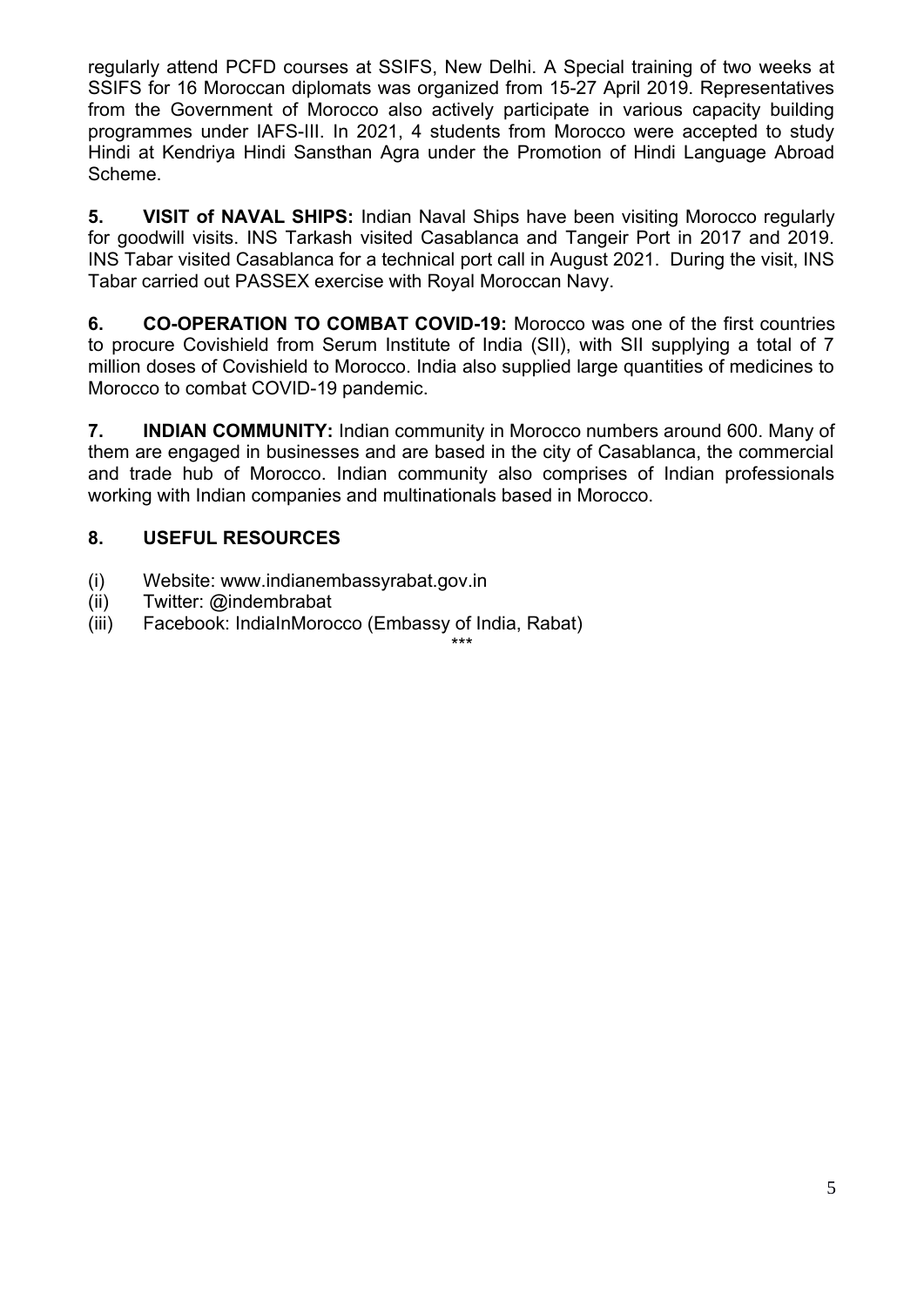regularly attend PCFD courses at SSIFS, New Delhi. A Special training of two weeks at SSIFS for 16 Moroccan diplomats was organized from 15-27 April 2019. Representatives from the Government of Morocco also actively participate in various capacity building programmes under IAFS-III. In 2021, 4 students from Morocco were accepted to study Hindi at Kendriya Hindi Sansthan Agra under the Promotion of Hindi Language Abroad Scheme.

**5. VISIT of NAVAL SHIPS:** Indian Naval Ships have been visiting Morocco regularly for goodwill visits. INS Tarkash visited Casablanca and Tangeir Port in 2017 and 2019. INS Tabar visited Casablanca for a technical port call in August 2021. During the visit, INS Tabar carried out PASSEX exercise with Royal Moroccan Navy.

**6. CO-OPERATION TO COMBAT COVID-19:** Morocco was one of the first countries to procure Covishield from Serum Institute of India (SII), with SII supplying a total of 7 million doses of Covishield to Morocco. India also supplied large quantities of medicines to Morocco to combat COVID-19 pandemic.

**7. INDIAN COMMUNITY:** Indian community in Morocco numbers around 600. Many of them are engaged in businesses and are based in the city of Casablanca, the commercial and trade hub of Morocco. Indian community also comprises of Indian professionals working with Indian companies and multinationals based in Morocco.

**8. USEFUL RESOURCES**

(i) Website: www.indianembassyrabat.gov.in
(ii) Twitter: @indembrabat
(iii) Facebook: IndiaInMorocco (Embassy of India, Rabat)

***